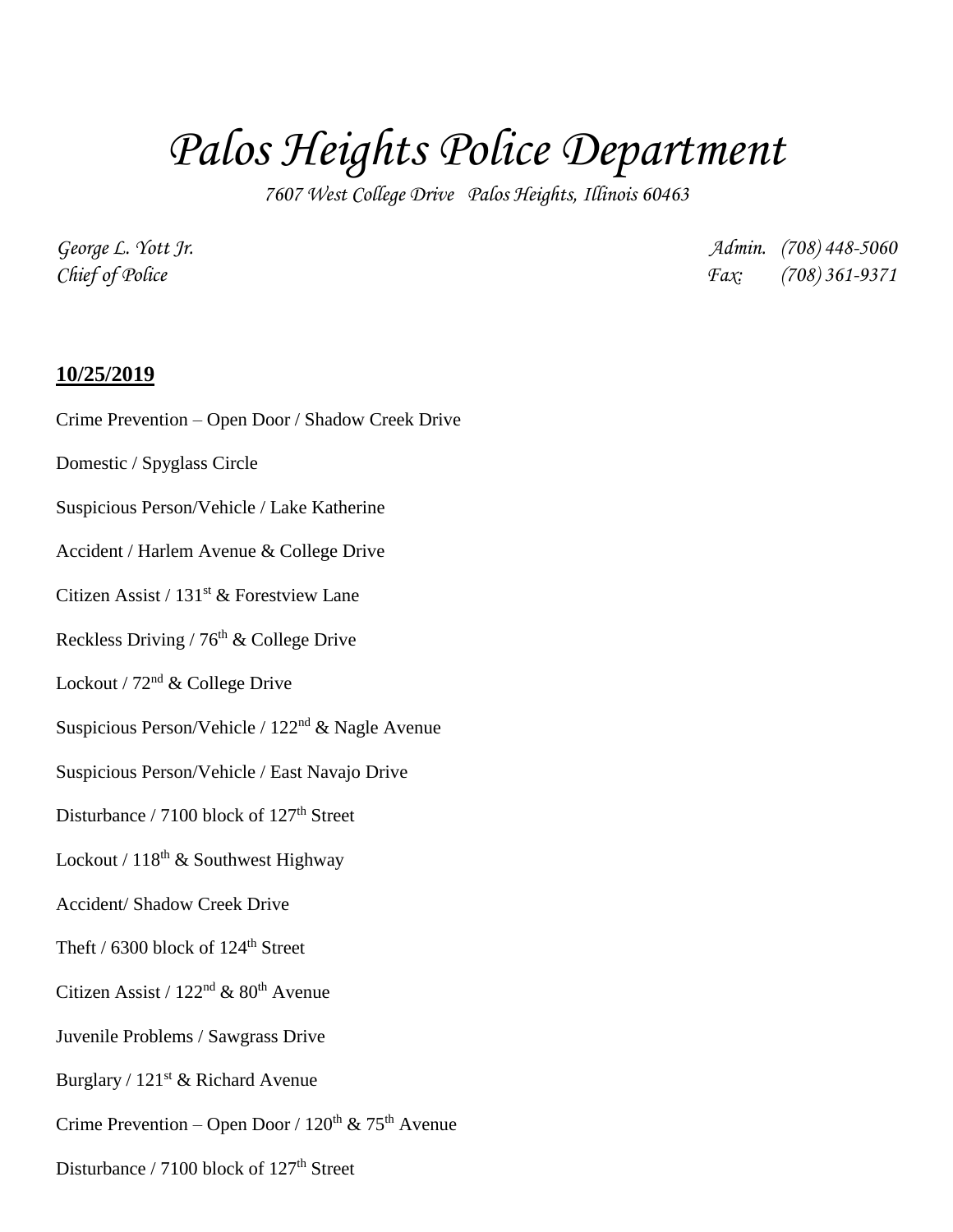# *Palos Heights Police Department*

*7607 West College Drive Palos Heights, Illinois 60463*

*George L. Yott Jr.*
*Chief of Police*

*Admin. (708) 448-5060*
*Fax: (708) 361-9371*

**10/25/2019**

Crime Prevention – Open Door / Shadow Creek Drive

Domestic / Spyglass Circle

Suspicious Person/Vehicle / Lake Katherine

Accident / Harlem Avenue & College Drive

Citizen Assist / 131st & Forestview Lane

Reckless Driving / 76th & College Drive

Lockout / 72nd & College Drive

Suspicious Person/Vehicle / 122nd & Nagle Avenue

Suspicious Person/Vehicle / East Navajo Drive

Disturbance / 7100 block of 127th Street

Lockout / 118th & Southwest Highway

Accident/ Shadow Creek Drive

Theft / 6300 block of 124th Street

Citizen Assist / 122nd & 80th Avenue

Juvenile Problems / Sawgrass Drive

Burglary / 121st & Richard Avenue

Crime Prevention – Open Door / 120th & 75th Avenue

Disturbance / 7100 block of 127th Street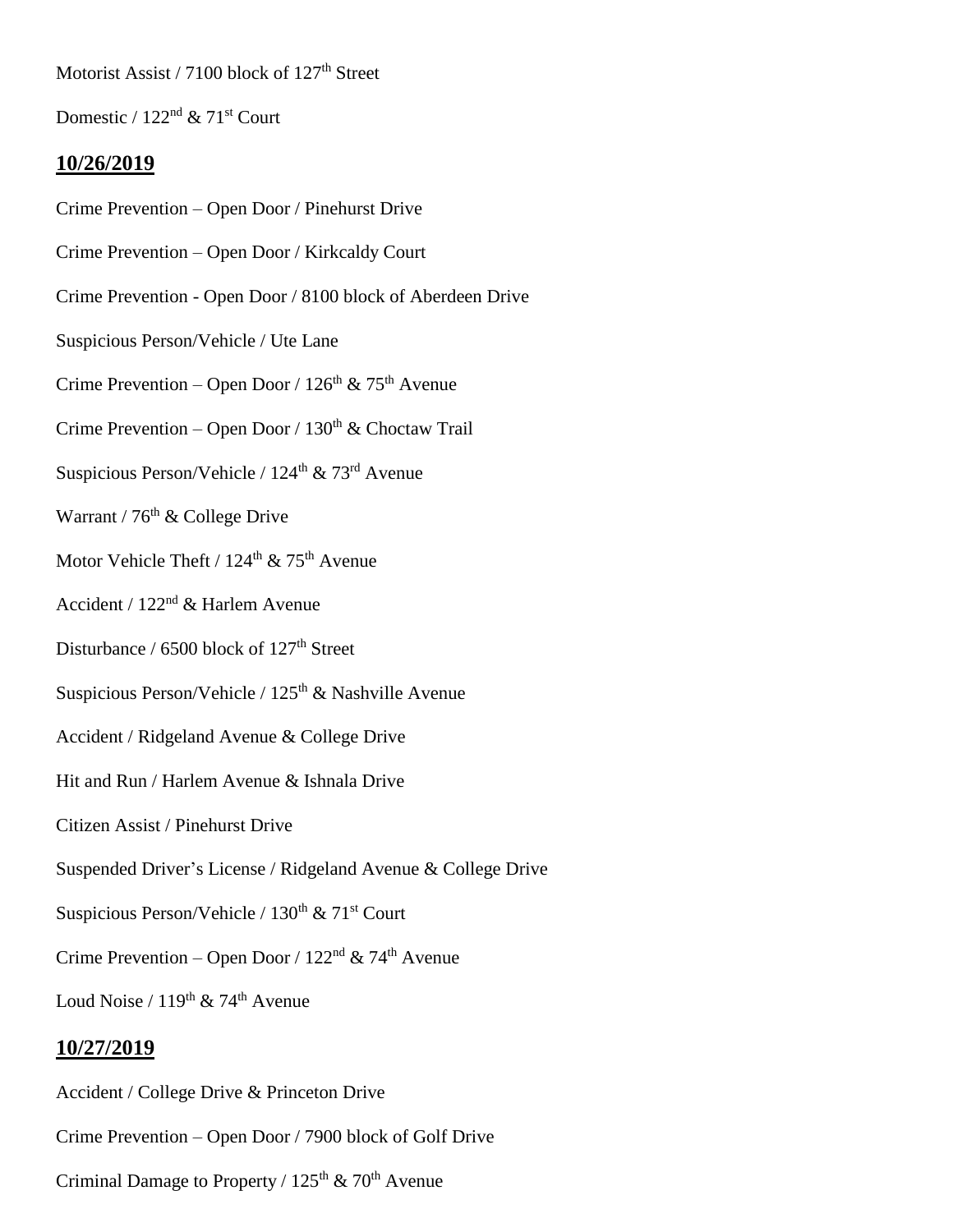Motorist Assist / 7100 block of 127th Street

Domestic / 122nd & 71st Court

## **10/26/2019**

Crime Prevention – Open Door / Pinehurst Drive

Crime Prevention – Open Door / Kirkcaldy Court

Crime Prevention - Open Door / 8100 block of Aberdeen Drive

Suspicious Person/Vehicle / Ute Lane

Crime Prevention – Open Door / 126th & 75th Avenue

Crime Prevention – Open Door / 130th & Choctaw Trail

Suspicious Person/Vehicle / 124th & 73rd Avenue

Warrant / 76th & College Drive

Motor Vehicle Theft / 124th & 75th Avenue

Accident / 122nd & Harlem Avenue

Disturbance / 6500 block of 127th Street

Suspicious Person/Vehicle / 125th & Nashville Avenue

Accident / Ridgeland Avenue & College Drive

Hit and Run / Harlem Avenue & Ishnala Drive

Citizen Assist / Pinehurst Drive

Suspended Driver's License / Ridgeland Avenue & College Drive

Suspicious Person/Vehicle / 130th & 71st Court

Crime Prevention – Open Door / 122nd & 74th Avenue

Loud Noise / 119th & 74th Avenue

## **10/27/2019**

Accident / College Drive & Princeton Drive

Crime Prevention – Open Door / 7900 block of Golf Drive

Criminal Damage to Property / 125th & 70th Avenue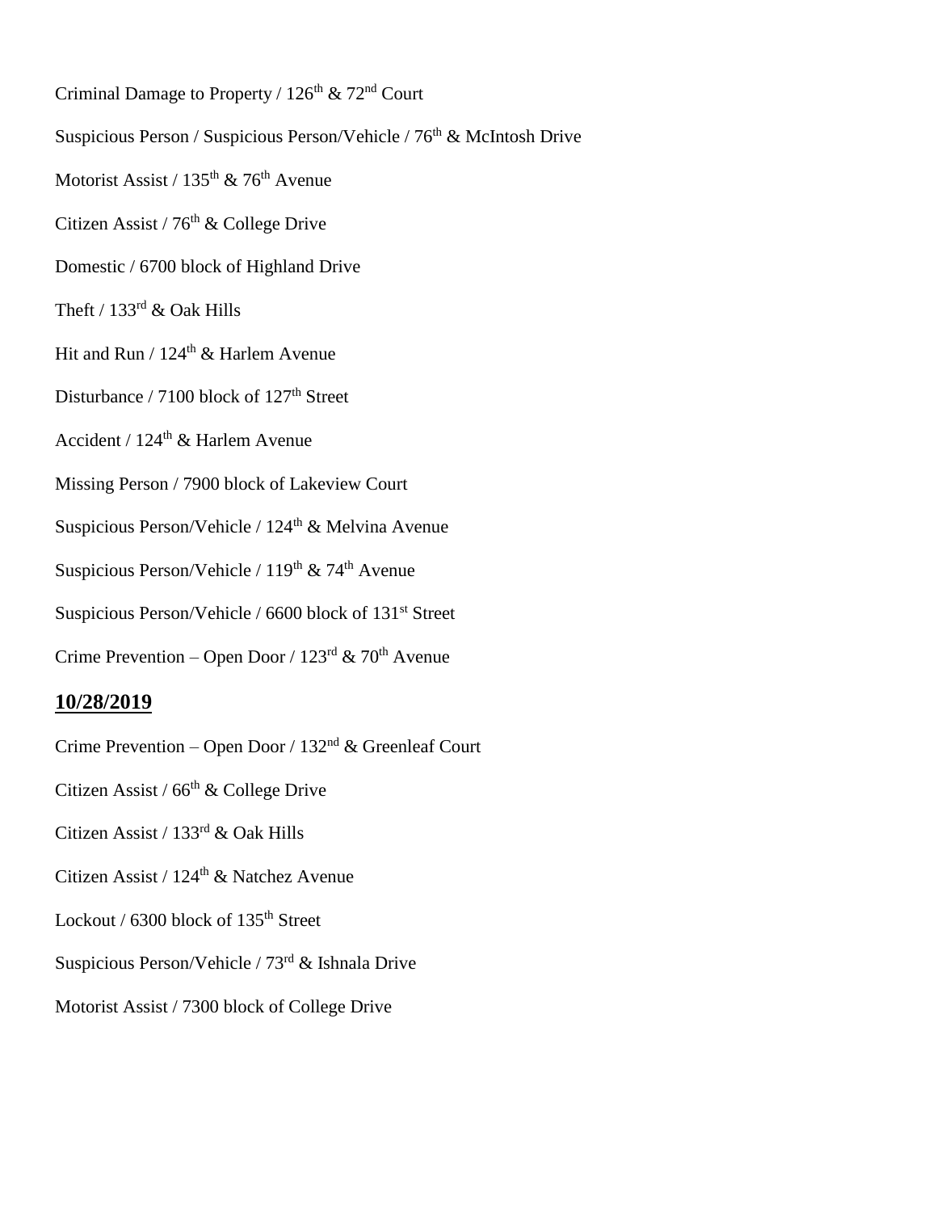Criminal Damage to Property / 126th & 72nd Court

Suspicious Person / Suspicious Person/Vehicle / 76th & McIntosh Drive

Motorist Assist / 135th & 76th Avenue

Citizen Assist / 76th & College Drive

Domestic / 6700 block of Highland Drive

Theft / 133rd & Oak Hills

Hit and Run / 124th & Harlem Avenue

Disturbance / 7100 block of 127th Street

Accident / 124th & Harlem Avenue

Missing Person / 7900 block of Lakeview Court

Suspicious Person/Vehicle / 124th & Melvina Avenue

Suspicious Person/Vehicle / 119th & 74th Avenue

Suspicious Person/Vehicle / 6600 block of 131st Street

Crime Prevention – Open Door / 123rd & 70th Avenue

## **10/28/2019**

Crime Prevention – Open Door / 132nd & Greenleaf Court

Citizen Assist / 66th & College Drive

Citizen Assist / 133rd & Oak Hills

Citizen Assist / 124th & Natchez Avenue

Lockout / 6300 block of 135th Street

Suspicious Person/Vehicle / 73rd & Ishnala Drive

Motorist Assist / 7300 block of College Drive